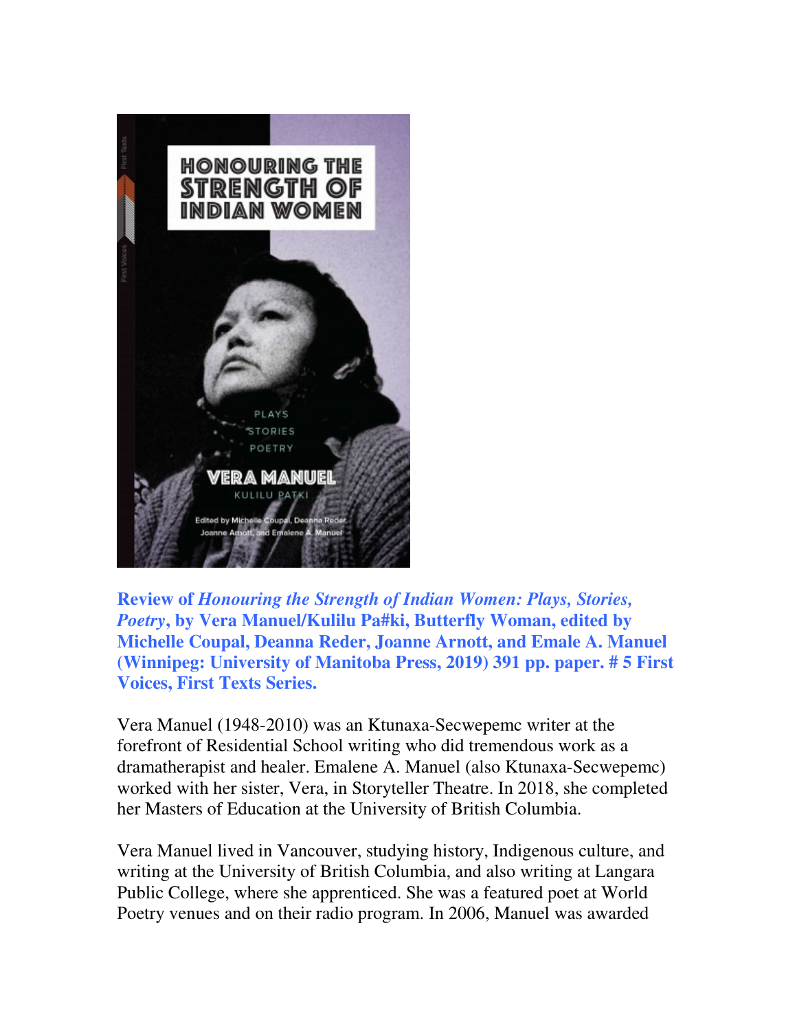**Review of *Honouring the Strength of Indian Women: Plays, Stories, Poetry*, by Vera Manuel/Kulilu Pa#ki, Butterfly Woman, edited by Michelle Coupal, Deanna Reder, Joanne Arnott, and Emale A. Manuel (Winnipeg: University of Manitoba Press, 2019) 391 pp. paper. # 5 First Voices, First Texts Series.**

Vera Manuel (1948-2010) was an Ktunaxa-Secwepemc writer at the forefront of Residential School writing who did tremendous work as a dramatherapist and healer. Emalene A. Manuel (also Ktunaxa-Secwepemc) worked with her sister, Vera, in Storyteller Theatre. In 2018, she completed her Masters of Education at the University of British Columbia.

Vera Manuel lived in Vancouver, studying history, Indigenous culture, and writing at the University of British Columbia, and also writing at Langara Public College, where she apprenticed. She was a featured poet at World Poetry venues and on their radio program. In 2006, Manuel was awarded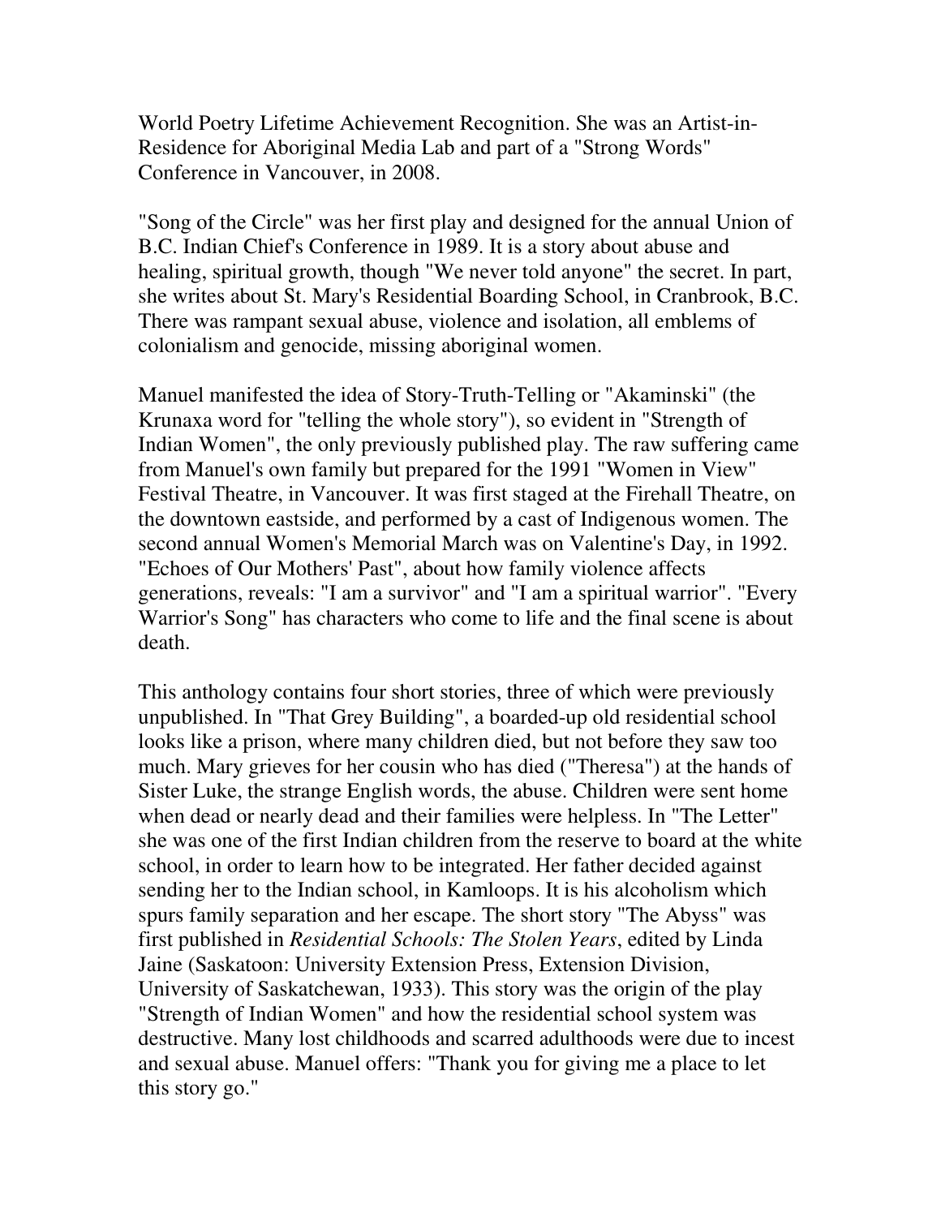World Poetry Lifetime Achievement Recognition. She was an Artist-in-Residence for Aboriginal Media Lab and part of a "Strong Words" Conference in Vancouver, in 2008.

"Song of the Circle" was her first play and designed for the annual Union of B.C. Indian Chief's Conference in 1989. It is a story about abuse and healing, spiritual growth, though "We never told anyone" the secret. In part, she writes about St. Mary's Residential Boarding School, in Cranbrook, B.C. There was rampant sexual abuse, violence and isolation, all emblems of colonialism and genocide, missing aboriginal women.

Manuel manifested the idea of Story-Truth-Telling or "Akaminski" (the Krunaxa word for "telling the whole story"), so evident in "Strength of Indian Women", the only previously published play. The raw suffering came from Manuel's own family but prepared for the 1991 "Women in View" Festival Theatre, in Vancouver. It was first staged at the Firehall Theatre, on the downtown eastside, and performed by a cast of Indigenous women. The second annual Women's Memorial March was on Valentine's Day, in 1992. "Echoes of Our Mothers' Past", about how family violence affects generations, reveals: "I am a survivor" and "I am a spiritual warrior". "Every Warrior's Song" has characters who come to life and the final scene is about death.

This anthology contains four short stories, three of which were previously unpublished. In "That Grey Building", a boarded-up old residential school looks like a prison, where many children died, but not before they saw too much. Mary grieves for her cousin who has died ("Theresa") at the hands of Sister Luke, the strange English words, the abuse. Children were sent home when dead or nearly dead and their families were helpless. In "The Letter" she was one of the first Indian children from the reserve to board at the white school, in order to learn how to be integrated. Her father decided against sending her to the Indian school, in Kamloops. It is his alcoholism which spurs family separation and her escape. The short story "The Abyss" was first published in *Residential Schools: The Stolen Years*, edited by Linda Jaine (Saskatoon: University Extension Press, Extension Division, University of Saskatchewan, 1933). This story was the origin of the play "Strength of Indian Women" and how the residential school system was destructive. Many lost childhoods and scarred adulthoods were due to incest and sexual abuse. Manuel offers: "Thank you for giving me a place to let this story go."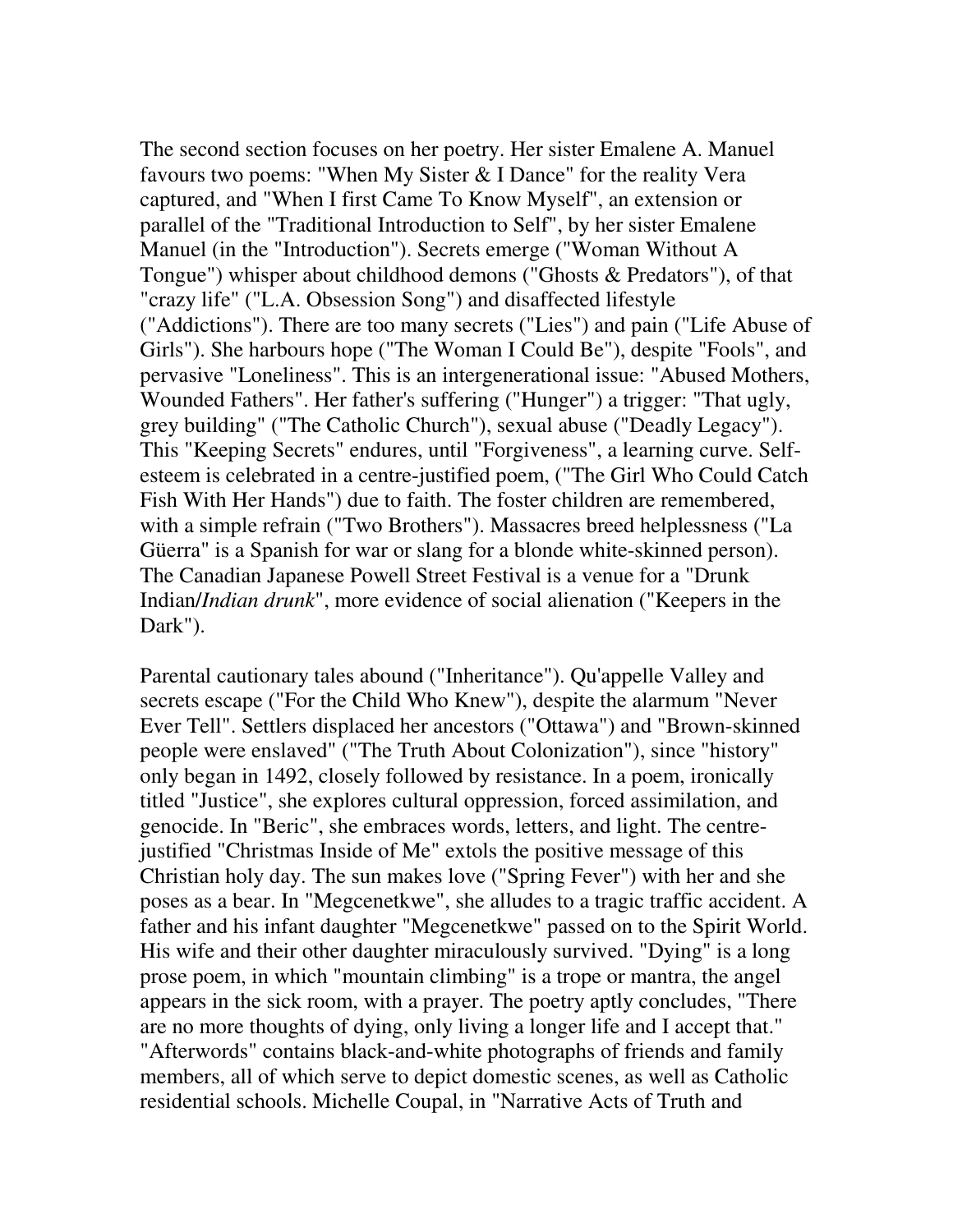The second section focuses on her poetry. Her sister Emalene A. Manuel favours two poems: "When My Sister & I Dance" for the reality Vera captured, and "When I first Came To Know Myself", an extension or parallel of the "Traditional Introduction to Self", by her sister Emalene Manuel (in the "Introduction"). Secrets emerge ("Woman Without A Tongue") whisper about childhood demons ("Ghosts & Predators"), of that "crazy life" ("L.A. Obsession Song") and disaffected lifestyle ("Addictions"). There are too many secrets ("Lies") and pain ("Life Abuse of Girls"). She harbours hope ("The Woman I Could Be"), despite "Fools", and pervasive "Loneliness". This is an intergenerational issue: "Abused Mothers, Wounded Fathers". Her father's suffering ("Hunger") a trigger: "That ugly, grey building" ("The Catholic Church"), sexual abuse ("Deadly Legacy"). This "Keeping Secrets" endures, until "Forgiveness", a learning curve. Self-esteem is celebrated in a centre-justified poem, ("The Girl Who Could Catch Fish With Her Hands") due to faith. The foster children are remembered, with a simple refrain ("Two Brothers"). Massacres breed helplessness ("La Güerra" is a Spanish for war or slang for a blonde white-skinned person). The Canadian Japanese Powell Street Festival is a venue for a "Drunk Indian/*Indian drunk*", more evidence of social alienation ("Keepers in the Dark").

Parental cautionary tales abound ("Inheritance"). Qu'appelle Valley and secrets escape ("For the Child Who Knew"), despite the alarmum "Never Ever Tell". Settlers displaced her ancestors ("Ottawa") and "Brown-skinned people were enslaved" ("The Truth About Colonization"), since "history" only began in 1492, closely followed by resistance. In a poem, ironically titled "Justice", she explores cultural oppression, forced assimilation, and genocide. In "Beric", she embraces words, letters, and light. The centre-justified "Christmas Inside of Me" extols the positive message of this Christian holy day. The sun makes love ("Spring Fever") with her and she poses as a bear. In "Megcenetkwe", she alludes to a tragic traffic accident. A father and his infant daughter "Megcenetkwe" passed on to the Spirit World. His wife and their other daughter miraculously survived. "Dying" is a long prose poem, in which "mountain climbing" is a trope or mantra, the angel appears in the sick room, with a prayer. The poetry aptly concludes, "There are no more thoughts of dying, only living a longer life and I accept that." "Afterwords" contains black-and-white photographs of friends and family members, all of which serve to depict domestic scenes, as well as Catholic residential schools. Michelle Coupal, in "Narrative Acts of Truth and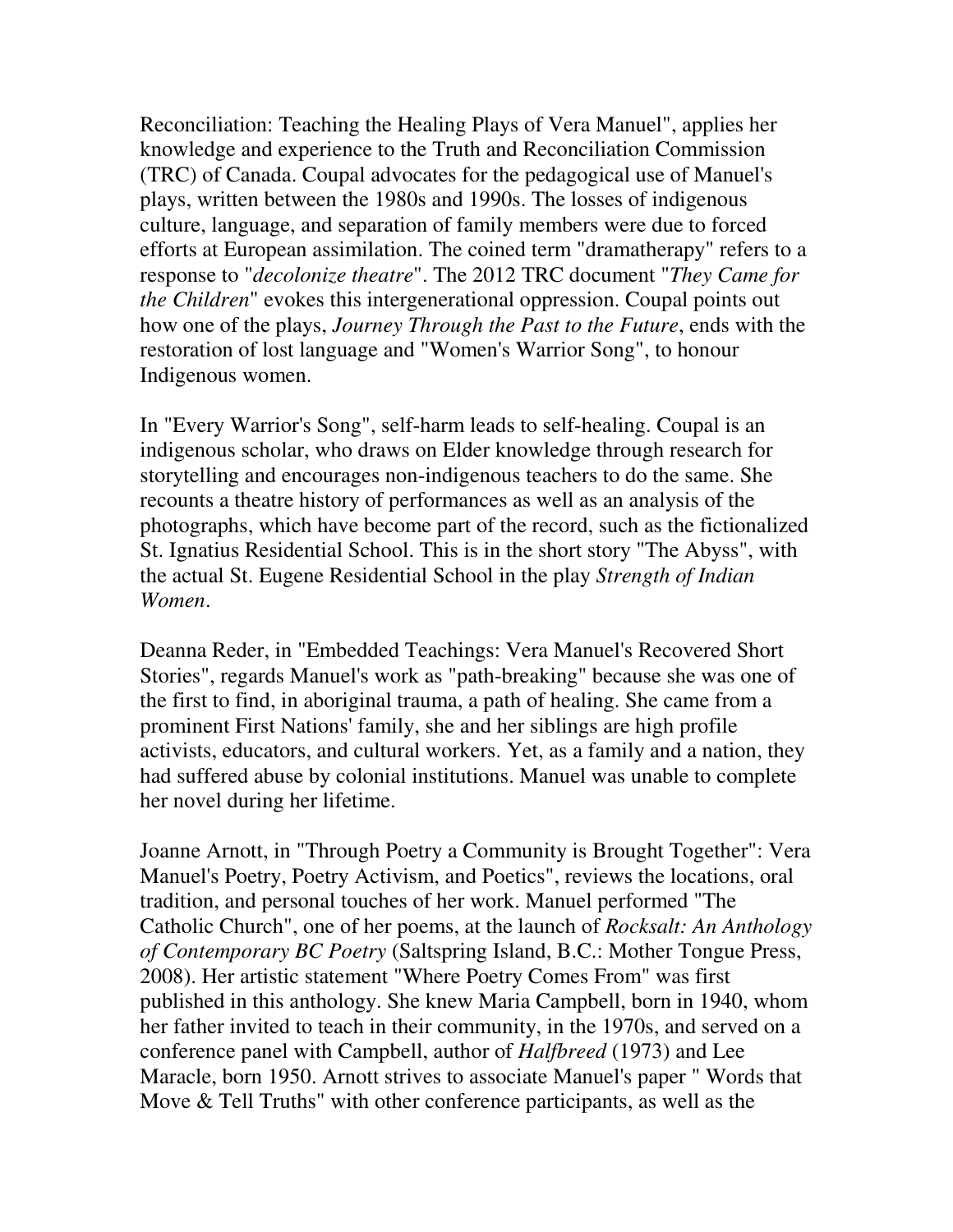Reconciliation: Teaching the Healing Plays of Vera Manuel", applies her knowledge and experience to the Truth and Reconciliation Commission (TRC) of Canada. Coupal advocates for the pedagogical use of Manuel's plays, written between the 1980s and 1990s. The losses of indigenous culture, language, and separation of family members were due to forced efforts at European assimilation. The coined term "dramatherapy" refers to a response to "*decolonize theatre*". The 2012 TRC document "*They Came for the Children*" evokes this intergenerational oppression. Coupal points out how one of the plays, *Journey Through the Past to the Future*, ends with the restoration of lost language and "Women's Warrior Song", to honour Indigenous women.

In "Every Warrior's Song", self-harm leads to self-healing. Coupal is an indigenous scholar, who draws on Elder knowledge through research for storytelling and encourages non-indigenous teachers to do the same. She recounts a theatre history of performances as well as an analysis of the photographs, which have become part of the record, such as the fictionalized St. Ignatius Residential School. This is in the short story "The Abyss", with the actual St. Eugene Residential School in the play *Strength of Indian Women*.

Deanna Reder, in "Embedded Teachings: Vera Manuel's Recovered Short Stories", regards Manuel's work as "path-breaking" because she was one of the first to find, in aboriginal trauma, a path of healing. She came from a prominent First Nations' family, she and her siblings are high profile activists, educators, and cultural workers. Yet, as a family and a nation, they had suffered abuse by colonial institutions. Manuel was unable to complete her novel during her lifetime.

Joanne Arnott, in "Through Poetry a Community is Brought Together": Vera Manuel's Poetry, Poetry Activism, and Poetics", reviews the locations, oral tradition, and personal touches of her work. Manuel performed "The Catholic Church", one of her poems, at the launch of *Rocksalt: An Anthology of Contemporary BC Poetry* (Saltspring Island, B.C.: Mother Tongue Press, 2008). Her artistic statement "Where Poetry Comes From" was first published in this anthology. She knew Maria Campbell, born in 1940, whom her father invited to teach in their community, in the 1970s, and served on a conference panel with Campbell, author of *Halfbreed* (1973) and Lee Maracle, born 1950. Arnott strives to associate Manuel's paper " Words that Move & Tell Truths" with other conference participants, as well as the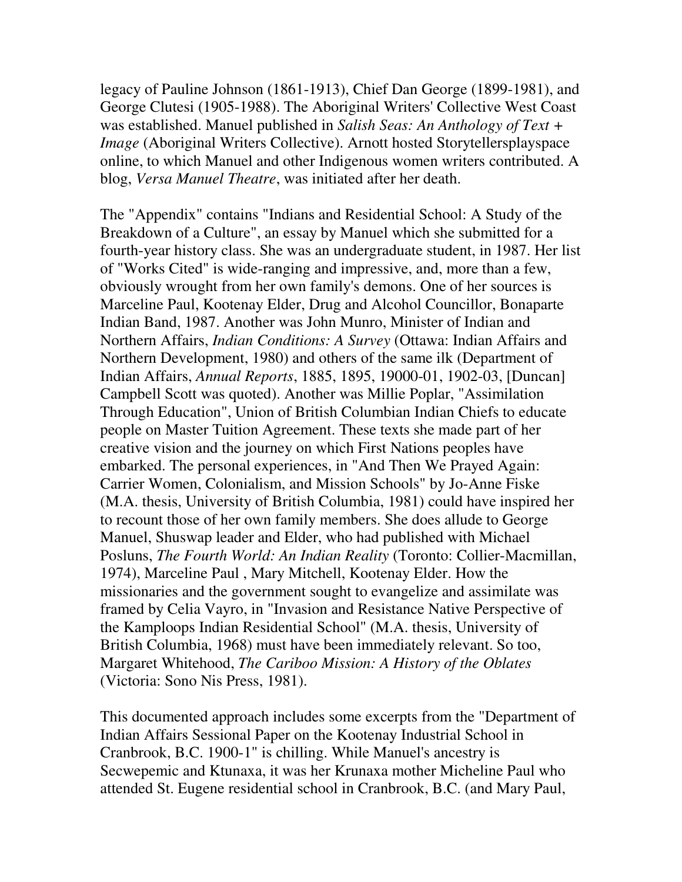legacy of Pauline Johnson (1861-1913), Chief Dan George (1899-1981), and George Clutesi (1905-1988). The Aboriginal Writers' Collective West Coast was established. Manuel published in *Salish Seas: An Anthology of Text + Image* (Aboriginal Writers Collective). Arnott hosted Storytellersplayspace online, to which Manuel and other Indigenous women writers contributed. A blog, *Versa Manuel Theatre*, was initiated after her death.

The "Appendix" contains "Indians and Residential School: A Study of the Breakdown of a Culture", an essay by Manuel which she submitted for a fourth-year history class. She was an undergraduate student, in 1987. Her list of "Works Cited" is wide-ranging and impressive, and, more than a few, obviously wrought from her own family's demons. One of her sources is Marceline Paul, Kootenay Elder, Drug and Alcohol Councillor, Bonaparte Indian Band, 1987. Another was John Munro, Minister of Indian and Northern Affairs, *Indian Conditions: A Survey* (Ottawa: Indian Affairs and Northern Development, 1980) and others of the same ilk (Department of Indian Affairs, *Annual Reports*, 1885, 1895, 19000-01, 1902-03, [Duncan] Campbell Scott was quoted). Another was Millie Poplar, "Assimilation Through Education", Union of British Columbian Indian Chiefs to educate people on Master Tuition Agreement. These texts she made part of her creative vision and the journey on which First Nations peoples have embarked. The personal experiences, in "And Then We Prayed Again: Carrier Women, Colonialism, and Mission Schools" by Jo-Anne Fiske (M.A. thesis, University of British Columbia, 1981) could have inspired her to recount those of her own family members. She does allude to George Manuel, Shuswap leader and Elder, who had published with Michael Posluns, *The Fourth World: An Indian Reality* (Toronto: Collier-Macmillan, 1974), Marceline Paul , Mary Mitchell, Kootenay Elder. How the missionaries and the government sought to evangelize and assimilate was framed by Celia Vayro, in "Invasion and Resistance Native Perspective of the Kamploops Indian Residential School" (M.A. thesis, University of British Columbia, 1968) must have been immediately relevant. So too, Margaret Whitehood, *The Cariboo Mission: A History of the Oblates* (Victoria: Sono Nis Press, 1981).

This documented approach includes some excerpts from the "Department of Indian Affairs Sessional Paper on the Kootenay Industrial School in Cranbrook, B.C. 1900-1" is chilling. While Manuel's ancestry is Secwepemic and Ktunaxa, it was her Krunaxa mother Micheline Paul who attended St. Eugene residential school in Cranbrook, B.C. (and Mary Paul,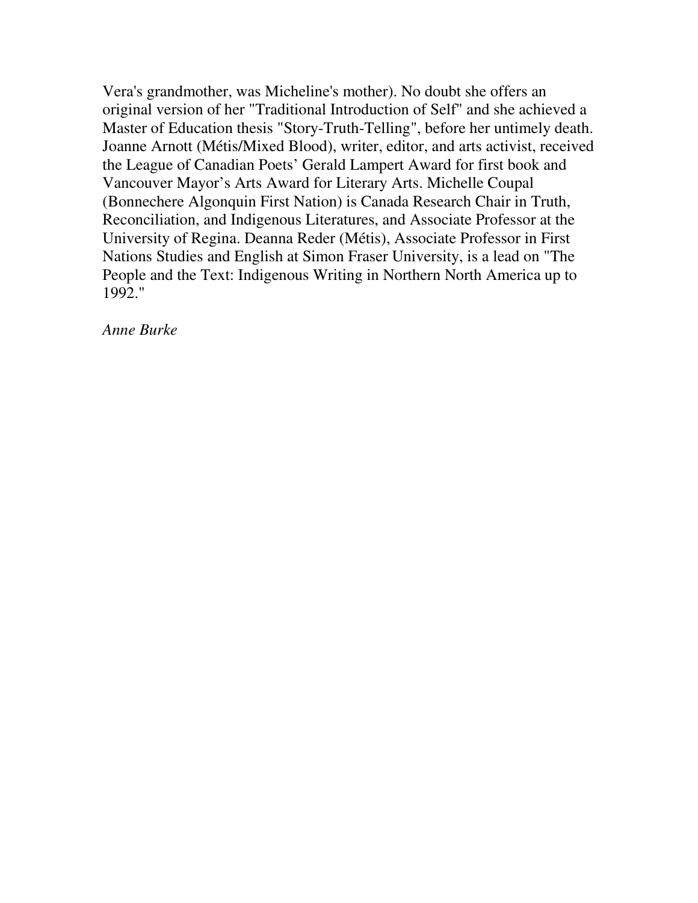Vera's grandmother, was Micheline's mother). No doubt she offers an original version of her "Traditional Introduction of Self" and she achieved a Master of Education thesis "Story-Truth-Telling", before her untimely death. Joanne Arnott (Métis/Mixed Blood), writer, editor, and arts activist, received the League of Canadian Poets' Gerald Lampert Award for first book and Vancouver Mayor's Arts Award for Literary Arts. Michelle Coupal (Bonnechere Algonquin First Nation) is Canada Research Chair in Truth, Reconciliation, and Indigenous Literatures, and Associate Professor at the University of Regina. Deanna Reder (Métis), Associate Professor in First Nations Studies and English at Simon Fraser University, is a lead on "The People and the Text: Indigenous Writing in Northern North America up to 1992."

*Anne Burke*